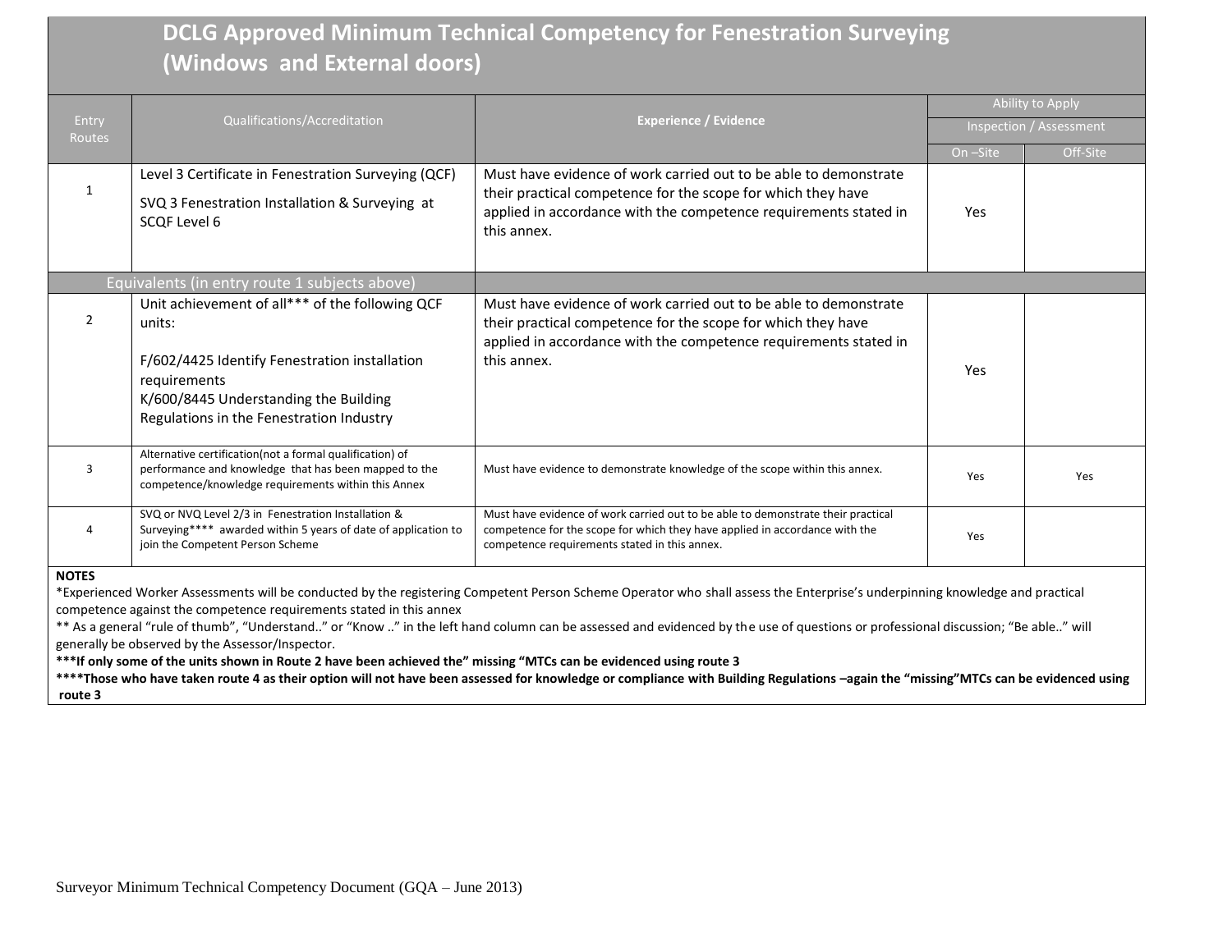# DCLG Approved Minimum Technical Competency for Fenestration Surveying (Windows and External doors)

| Entry Routes | Qualifications/Accreditation | Experience / Evidence | Ability to Apply Inspection / Assessment | |
|---|---|---|---|---|
| | | | On –Site | Off-Site |
| 1 | Level 3 Certificate in Fenestration Surveying (QCF)<br><br>SVQ 3 Fenestration Installation & Surveying at SCQF Level 6 | Must have evidence of work carried out to be able to demonstrate their practical competence for the scope for which they have applied in accordance with the competence requirements stated in this annex. | Yes | |
| Equivalents (in entry route 1 subjects above) | | | | |
| 2 | Unit achievement of all*** of the following QCF units:<br><br>F/602/4425 Identify Fenestration installation requirements<br>K/600/8445 Understanding the Building Regulations in the Fenestration Industry | Must have evidence of work carried out to be able to demonstrate their practical competence for the scope for which they have applied in accordance with the competence requirements stated in this annex. | Yes | |
| 3 | Alternative certification(not a formal qualification) of performance and knowledge that has been mapped to the competence/knowledge requirements within this Annex | Must have evidence to demonstrate knowledge of the scope within this annex. | Yes | Yes |
| 4 | SVQ or NVQ Level 2/3 in Fenestration Installation & Surveying**** awarded within 5 years of date of application to join the Competent Person Scheme | Must have evidence of work carried out to be able to demonstrate their practical competence for the scope for which they have applied in accordance with the competence requirements stated in this annex. | Yes | |

**NOTES**

*Experienced Worker Assessments will be conducted by the registering Competent Person Scheme Operator who shall assess the Enterprise's underpinning knowledge and practical competence against the competence requirements stated in this annex

** As a general "rule of thumb", "Understand.." or "Know .." in the left hand column can be assessed and evidenced by the use of questions or professional discussion; "Be able.." will generally be observed by the Assessor/Inspector.

**\*\*\*If only some of the units shown in Route 2 have been achieved the" missing "MTCs can be evidenced using route 3**

**\*\*\*\*Those who have taken route 4 as their option will not have been assessed for knowledge or compliance with Building Regulations –again the "missing"MTCs can be evidenced using route 3**

Surveyor Minimum Technical Competency Document (GQA – June 2013)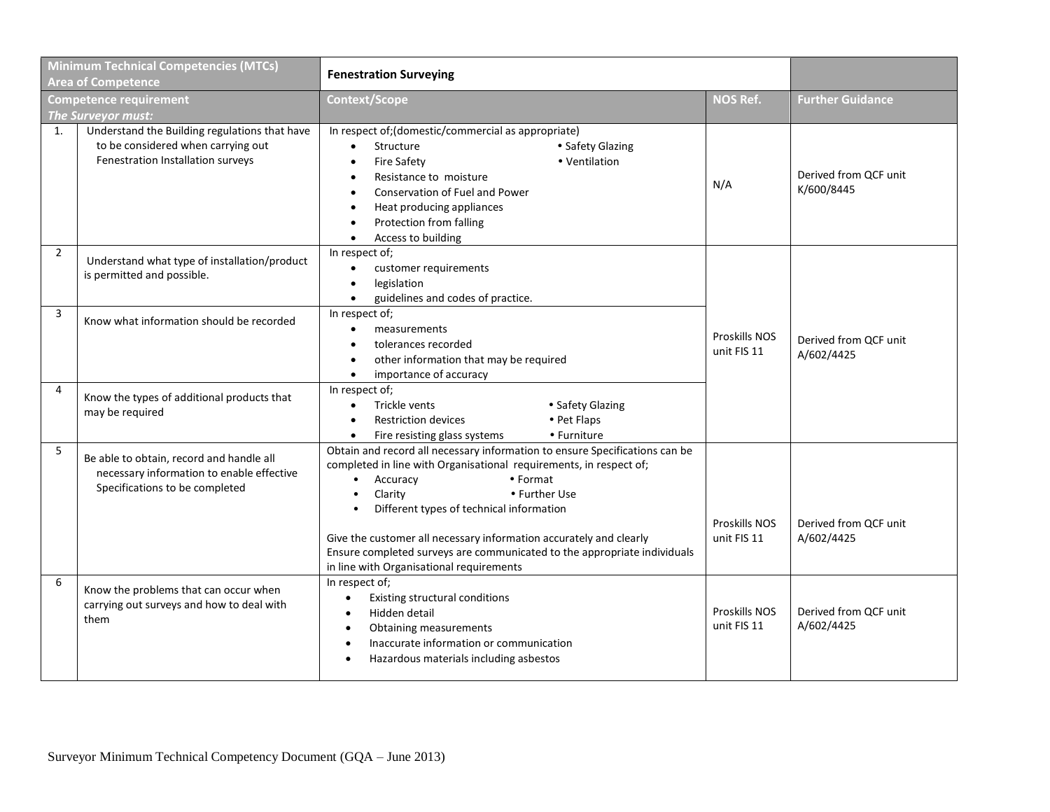| Minimum Technical Competencies (MTCs) Area of Competence | | Fenestration Surveying | | |
|---|---|---|---|---|
| **Competence requirement** *The Surveyor must:* | | **Context/Scope** | **NOS Ref.** | **Further Guidance** |
| 1. | Understand the Building regulations that have to be considered when carrying out Fenestration Installation surveys | In respect of;(domestic/commercial as appropriate)<br>• Structure<br>• Fire Safety<br>• Resistance to moisture<br>• Conservation of Fuel and Power<br>• Heat producing appliances<br>• Protection from falling<br>• Access to building<br>• Safety Glazing<br>• Ventilation | N/A | Derived from QCF unit K/600/8445 |
| 2 | Understand what type of installation/product is permitted and possible. | In respect of;<br>• customer requirements<br>• legislation<br>• guidelines and codes of practice. | Proskills NOS unit FIS 11 | Derived from QCF unit A/602/4425 |
| 3 | Know what information should be recorded | In respect of;<br>• measurements<br>• tolerances recorded<br>• other information that may be required<br>• importance of accuracy | Proskills NOS unit FIS 11 | Derived from QCF unit A/602/4425 |
| 4 | Know the types of additional products that may be required | In respect of;<br>• Trickle vents<br>• Restriction devices<br>• Fire resisting glass systems<br>• Safety Glazing<br>• Pet Flaps<br>• Furniture | Proskills NOS unit FIS 11 | Derived from QCF unit A/602/4425 |
| 5 | Be able to obtain, record and handle all necessary information to enable effective Specifications to be completed | Obtain and record all necessary information to ensure Specifications can be completed in line with Organisational requirements, in respect of;<br>• Accuracy<br>• Clarity<br>• Different types of technical information<br>• Format<br>• Further Use<br><br>Give the customer all necessary information accurately and clearly<br>Ensure completed surveys are communicated to the appropriate individuals in line with Organisational requirements | Proskills NOS unit FIS 11 | Derived from QCF unit A/602/4425 |
| 6 | Know the problems that can occur when carrying out surveys and how to deal with them | In respect of;<br>• Existing structural conditions<br>• Hidden detail<br>• Obtaining measurements<br>• Inaccurate information or communication<br>• Hazardous materials including asbestos | Proskills NOS unit FIS 11 | Derived from QCF unit A/602/4425 |

Surveyor Minimum Technical Competency Document (GQA – June 2013)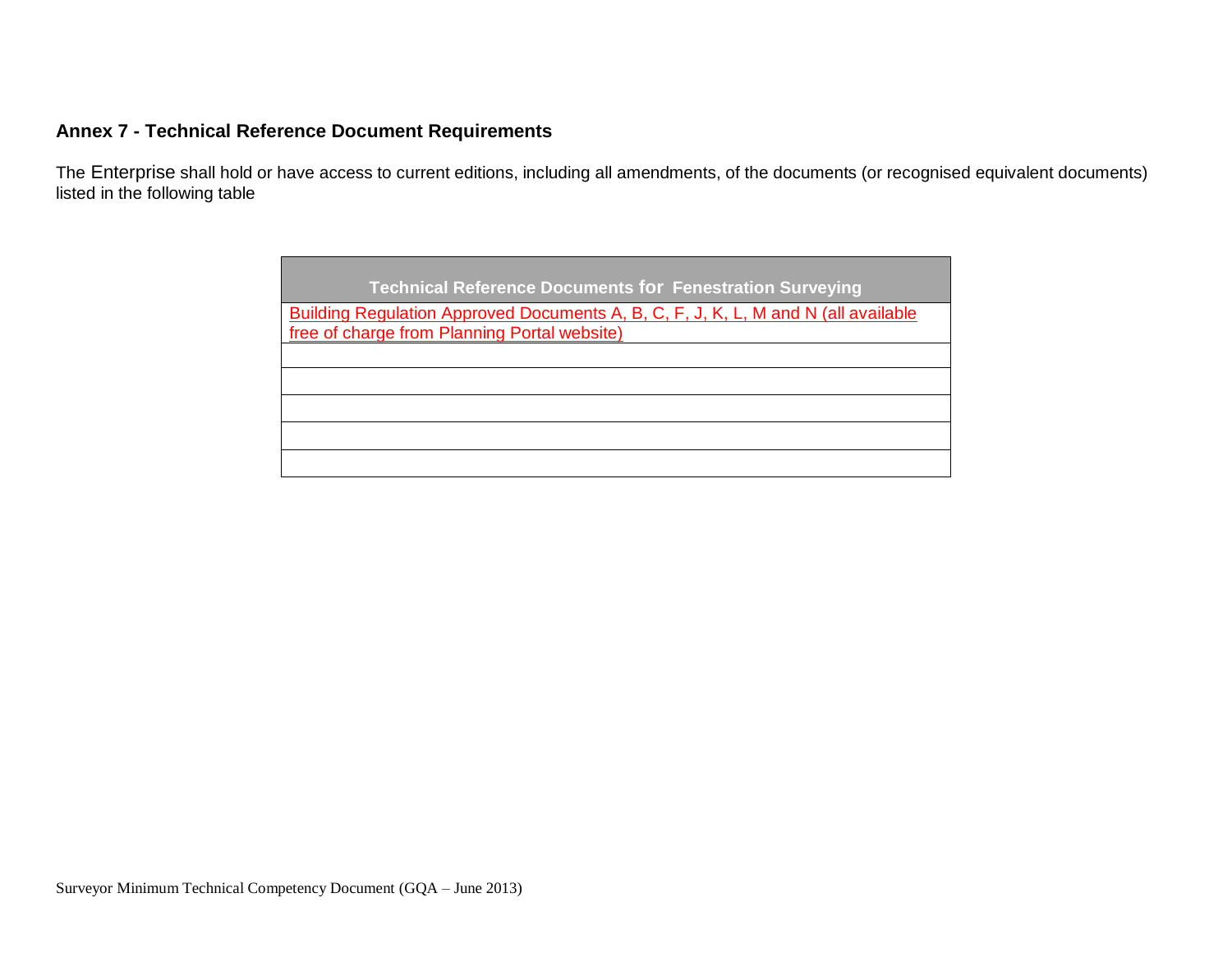### Annex 7 - Technical Reference Document Requirements

The Enterprise shall hold or have access to current editions, including all amendments, of the documents (or recognised equivalent documents) listed in the following table

| Technical Reference Documents for Fenestration Surveying |
| --- |
| Building Regulation Approved Documents A, B, C, F, J, K, L, M and N (all available free of charge from Planning Portal website) |
| |
| |
| |
| |
| |